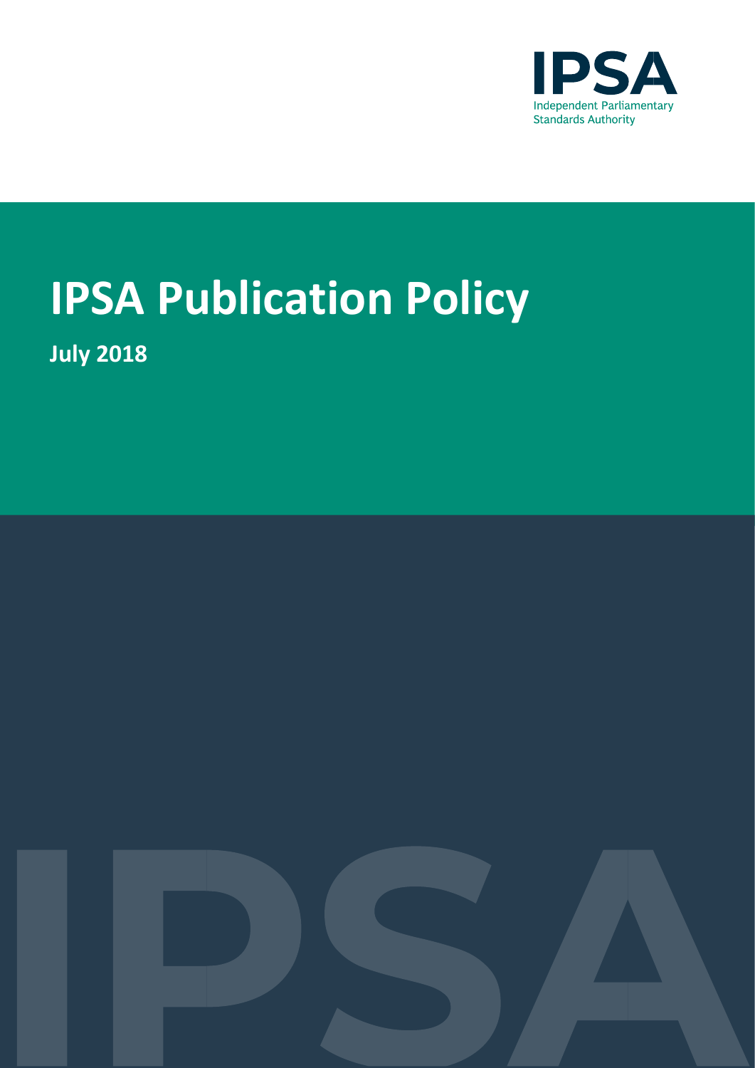IPSA

Independent Parliamentary Standards Authority

# IPSA Publication Policy

**July 2018**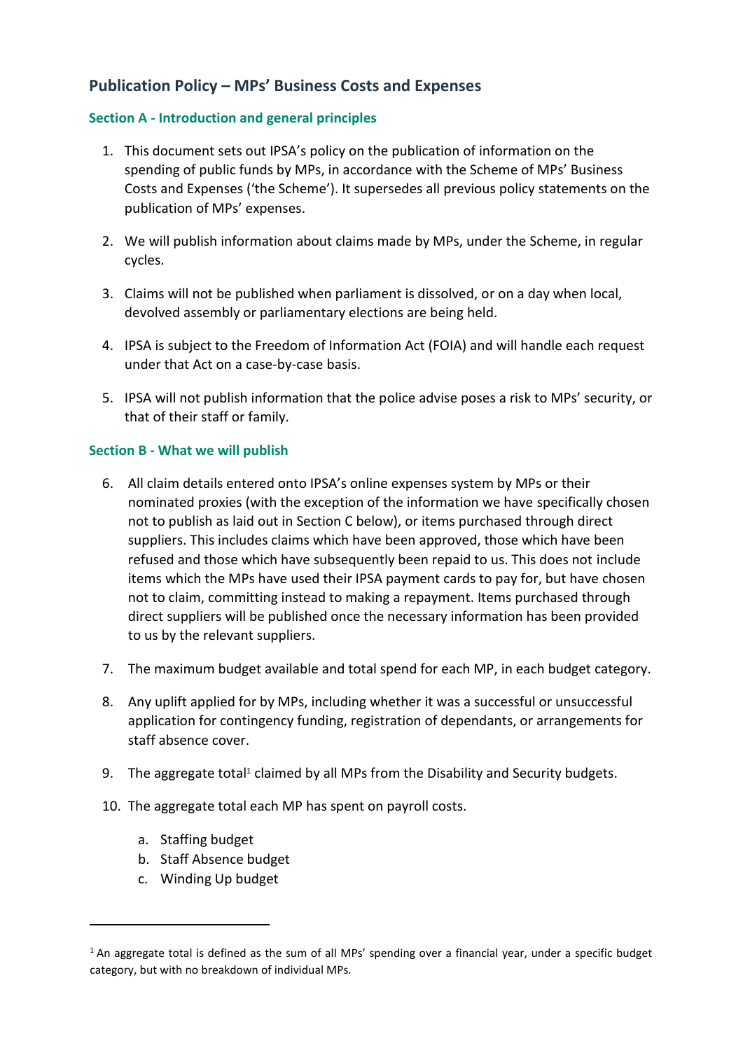## Publication Policy – MPs' Business Costs and Expenses

### Section A - Introduction and general principles

1. This document sets out IPSA's policy on the publication of information on the spending of public funds by MPs, in accordance with the Scheme of MPs' Business Costs and Expenses ('the Scheme'). It supersedes all previous policy statements on the publication of MPs' expenses.

2. We will publish information about claims made by MPs, under the Scheme, in regular cycles.

3. Claims will not be published when parliament is dissolved, or on a day when local, devolved assembly or parliamentary elections are being held.

4. IPSA is subject to the Freedom of Information Act (FOIA) and will handle each request under that Act on a case-by-case basis.

5. IPSA will not publish information that the police advise poses a risk to MPs' security, or that of their staff or family.

### Section B - What we will publish

6. All claim details entered onto IPSA's online expenses system by MPs or their nominated proxies (with the exception of the information we have specifically chosen not to publish as laid out in Section C below), or items purchased through direct suppliers. This includes claims which have been approved, those which have been refused and those which have subsequently been repaid to us. This does not include items which the MPs have used their IPSA payment cards to pay for, but have chosen not to claim, committing instead to making a repayment. Items purchased through direct suppliers will be published once the necessary information has been provided to us by the relevant suppliers.

7. The maximum budget available and total spend for each MP, in each budget category.

8. Any uplift applied for by MPs, including whether it was a successful or unsuccessful application for contingency funding, registration of dependants, or arrangements for staff absence cover.

9. The aggregate total[1] claimed by all MPs from the Disability and Security budgets.

10. The aggregate total each MP has spent on payroll costs.

    a. Staffing budget
    b. Staff Absence budget
    c. Winding Up budget

[1] An aggregate total is defined as the sum of all MPs' spending over a financial year, under a specific budget category, but with no breakdown of individual MPs.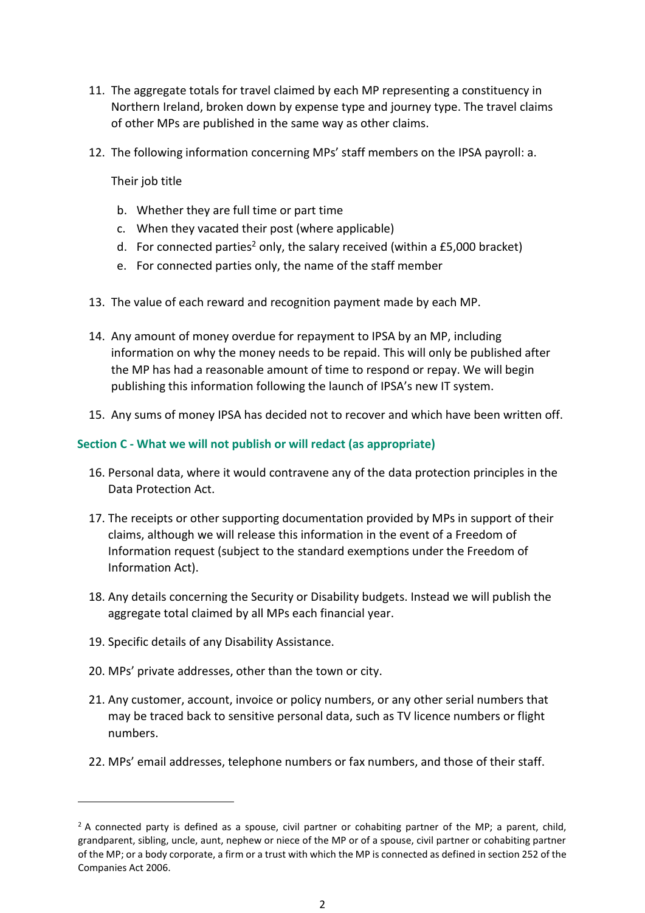11. The aggregate totals for travel claimed by each MP representing a constituency in Northern Ireland, broken down by expense type and journey type. The travel claims of other MPs are published in the same way as other claims.

12. The following information concerning MPs' staff members on the IPSA payroll: a.

    Their job title

    b. Whether they are full time or part time
    c. When they vacated their post (where applicable)
    d. For connected parties[2] only, the salary received (within a £5,000 bracket)
    e. For connected parties only, the name of the staff member

13. The value of each reward and recognition payment made by each MP.

14. Any amount of money overdue for repayment to IPSA by an MP, including information on why the money needs to be repaid. This will only be published after the MP has had a reasonable amount of time to respond or repay. We will begin publishing this information following the launch of IPSA's new IT system.

15. Any sums of money IPSA has decided not to recover and which have been written off.

### Section C - What we will not publish or will redact (as appropriate)

16. Personal data, where it would contravene any of the data protection principles in the Data Protection Act.

17. The receipts or other supporting documentation provided by MPs in support of their claims, although we will release this information in the event of a Freedom of Information request (subject to the standard exemptions under the Freedom of Information Act).

18. Any details concerning the Security or Disability budgets. Instead we will publish the aggregate total claimed by all MPs each financial year.

19. Specific details of any Disability Assistance.

20. MPs' private addresses, other than the town or city.

21. Any customer, account, invoice or policy numbers, or any other serial numbers that may be traced back to sensitive personal data, such as TV licence numbers or flight numbers.

22. MPs' email addresses, telephone numbers or fax numbers, and those of their staff.

---

[2] A connected party is defined as a spouse, civil partner or cohabiting partner of the MP; a parent, child, grandparent, sibling, uncle, aunt, nephew or niece of the MP or of a spouse, civil partner or cohabiting partner of the MP; or a body corporate, a firm or a trust with which the MP is connected as defined in section 252 of the Companies Act 2006.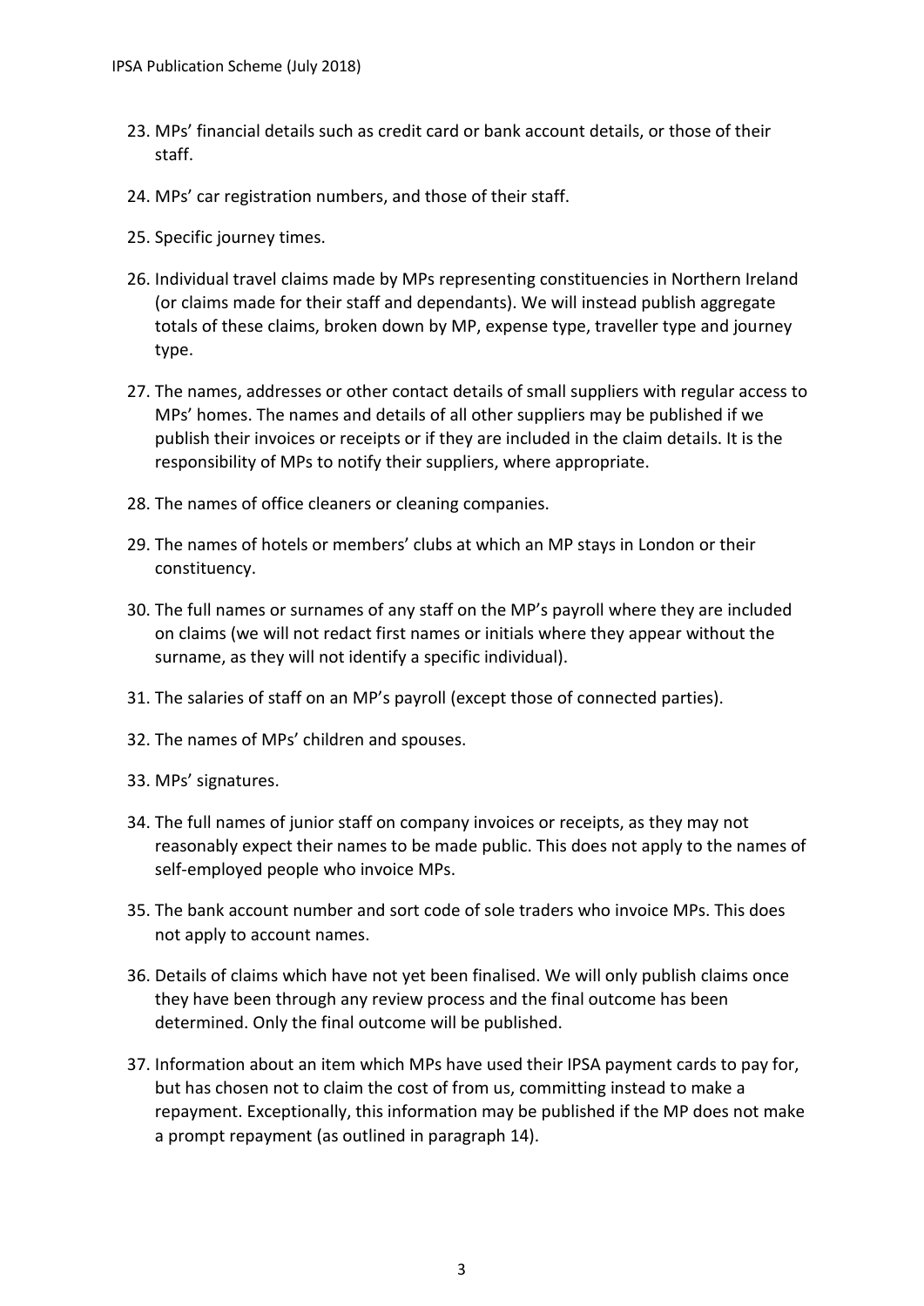23. MPs' financial details such as credit card or bank account details, or those of their staff.

24. MPs' car registration numbers, and those of their staff.

25. Specific journey times.

26. Individual travel claims made by MPs representing constituencies in Northern Ireland (or claims made for their staff and dependants). We will instead publish aggregate totals of these claims, broken down by MP, expense type, traveller type and journey type.

27. The names, addresses or other contact details of small suppliers with regular access to MPs' homes. The names and details of all other suppliers may be published if we publish their invoices or receipts or if they are included in the claim details. It is the responsibility of MPs to notify their suppliers, where appropriate.

28. The names of office cleaners or cleaning companies.

29. The names of hotels or members' clubs at which an MP stays in London or their constituency.

30. The full names or surnames of any staff on the MP's payroll where they are included on claims (we will not redact first names or initials where they appear without the surname, as they will not identify a specific individual).

31. The salaries of staff on an MP's payroll (except those of connected parties).

32. The names of MPs' children and spouses.

33. MPs' signatures.

34. The full names of junior staff on company invoices or receipts, as they may not reasonably expect their names to be made public. This does not apply to the names of self-employed people who invoice MPs.

35. The bank account number and sort code of sole traders who invoice MPs. This does not apply to account names.

36. Details of claims which have not yet been finalised. We will only publish claims once they have been through any review process and the final outcome has been determined. Only the final outcome will be published.

37. Information about an item which MPs have used their IPSA payment cards to pay for, but has chosen not to claim the cost of from us, committing instead to make a repayment. Exceptionally, this information may be published if the MP does not make a prompt repayment (as outlined in paragraph 14).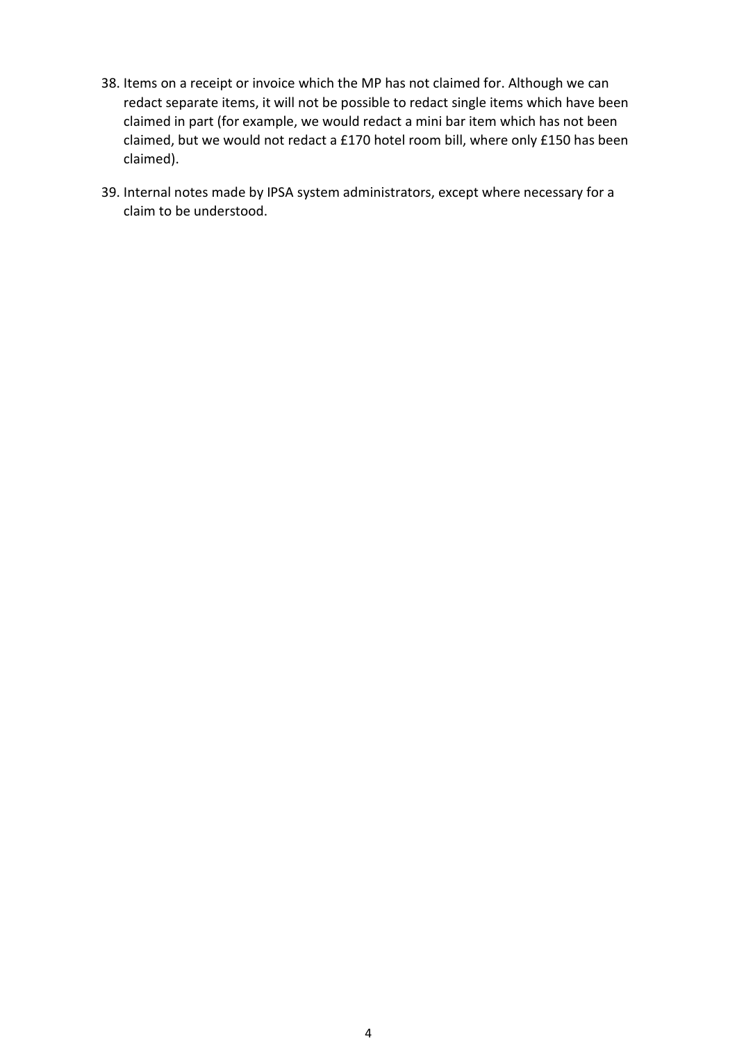38. Items on a receipt or invoice which the MP has not claimed for. Although we can redact separate items, it will not be possible to redact single items which have been claimed in part (for example, we would redact a mini bar item which has not been claimed, but we would not redact a £170 hotel room bill, where only £150 has been claimed).

39. Internal notes made by IPSA system administrators, except where necessary for a claim to be understood.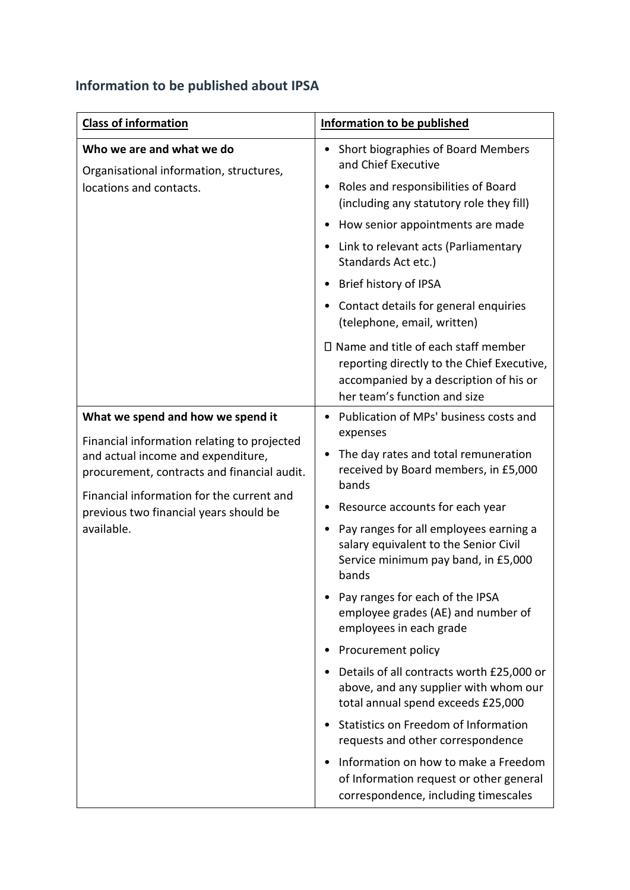## Information to be published about IPSA

| Class of information | Information to be published |
| --- | --- |
| **Who we are and what we do**<br>Organisational information, structures, locations and contacts. | • Short biographies of Board Members and Chief Executive<br>• Roles and responsibilities of Board (including any statutory role they fill)<br>• How senior appointments are made<br>• Link to relevant acts (Parliamentary Standards Act etc.)<br>• Brief history of IPSA<br>• Contact details for general enquiries (telephone, email, written)<br> Name and title of each staff member reporting directly to the Chief Executive, accompanied by a description of his or her team's function and size |
| **What we spend and how we spend it**<br>Financial information relating to projected and actual income and expenditure, procurement, contracts and financial audit.<br>Financial information for the current and previous two financial years should be available. | • Publication of MPs' business costs and expenses<br>• The day rates and total remuneration received by Board members, in £5,000 bands<br>• Resource accounts for each year<br>• Pay ranges for all employees earning a salary equivalent to the Senior Civil Service minimum pay band, in £5,000 bands<br>• Pay ranges for each of the IPSA employee grades (AE) and number of employees in each grade<br>• Procurement policy<br>• Details of all contracts worth £25,000 or above, and any supplier with whom our total annual spend exceeds £25,000<br>• Statistics on Freedom of Information requests and other correspondence<br>• Information on how to make a Freedom of Information request or other general correspondence, including timescales |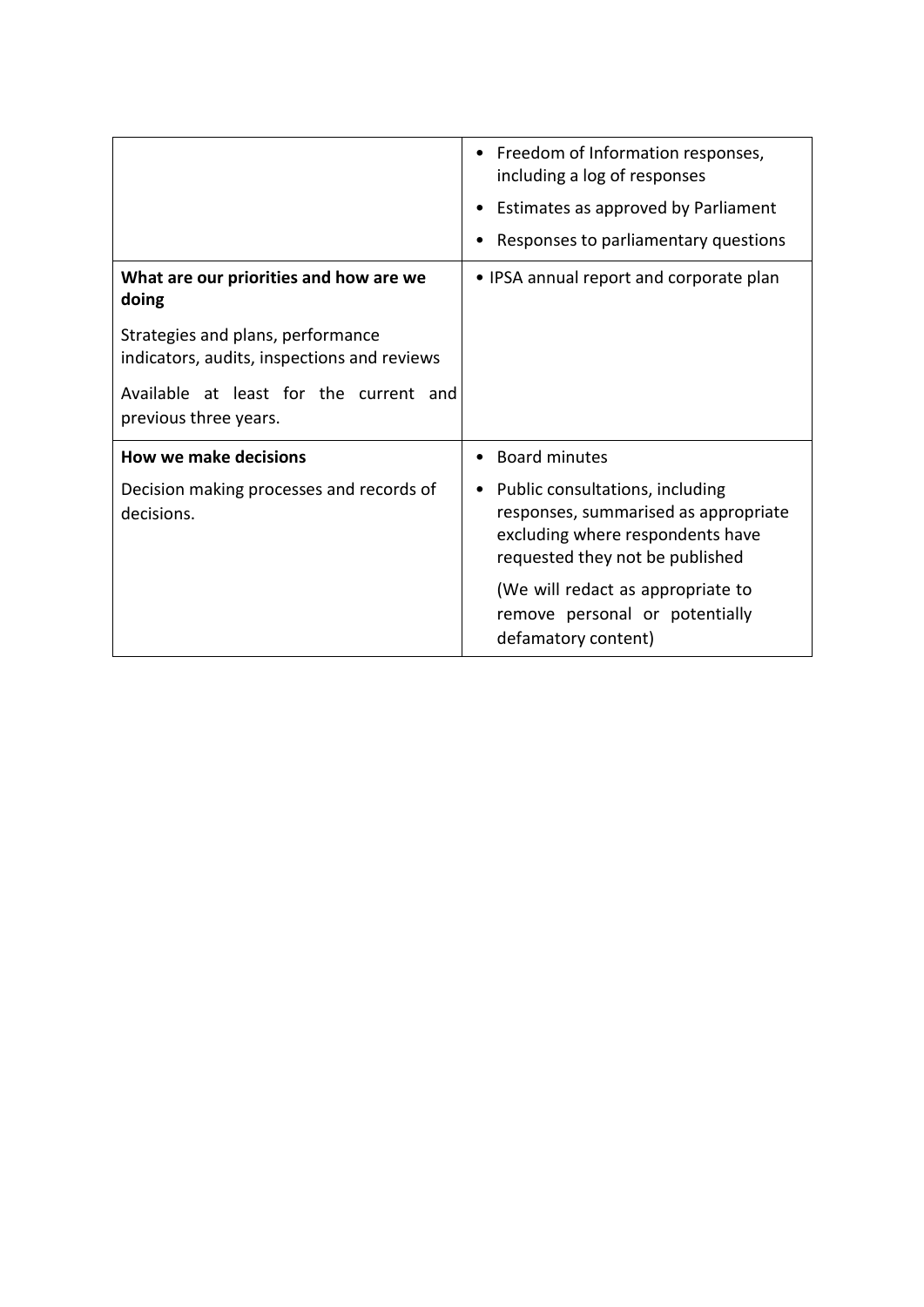| | |
|---|---|
| | • Freedom of Information responses, including a log of responses<br>• Estimates as approved by Parliament<br>• Responses to parliamentary questions |
| **What are our priorities and how are we doing**<br><br>Strategies and plans, performance indicators, audits, inspections and reviews<br><br>Available at least for the current and previous three years. | • IPSA annual report and corporate plan |
| **How we make decisions**<br><br>Decision making processes and records of decisions. | • Board minutes<br>• Public consultations, including responses, summarised as appropriate excluding where respondents have requested they not be published<br><br>(We will redact as appropriate to remove personal or potentially defamatory content) |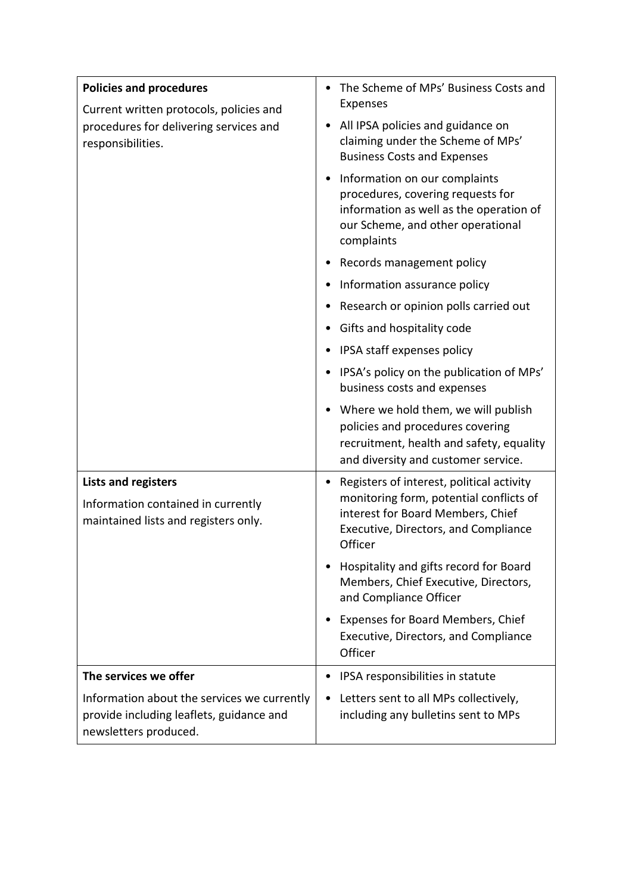| | |
|---|---|
| **Policies and procedures**<br><br>Current written protocols, policies and procedures for delivering services and responsibilities. | • The Scheme of MPs' Business Costs and Expenses<br>• All IPSA policies and guidance on claiming under the Scheme of MPs' Business Costs and Expenses<br>• Information on our complaints procedures, covering requests for information as well as the operation of our Scheme, and other operational complaints<br>• Records management policy<br>• Information assurance policy<br>• Research or opinion polls carried out<br>• Gifts and hospitality code<br>• IPSA staff expenses policy<br>• IPSA's policy on the publication of MPs' business costs and expenses<br>• Where we hold them, we will publish policies and procedures covering recruitment, health and safety, equality and diversity and customer service. |
| **Lists and registers**<br><br>Information contained in currently maintained lists and registers only. | • Registers of interest, political activity monitoring form, potential conflicts of interest for Board Members, Chief Executive, Directors, and Compliance Officer<br>• Hospitality and gifts record for Board Members, Chief Executive, Directors, and Compliance Officer<br>• Expenses for Board Members, Chief Executive, Directors, and Compliance Officer |
| **The services we offer**<br><br>Information about the services we currently provide including leaflets, guidance and newsletters produced. | • IPSA responsibilities in statute<br>• Letters sent to all MPs collectively, including any bulletins sent to MPs |